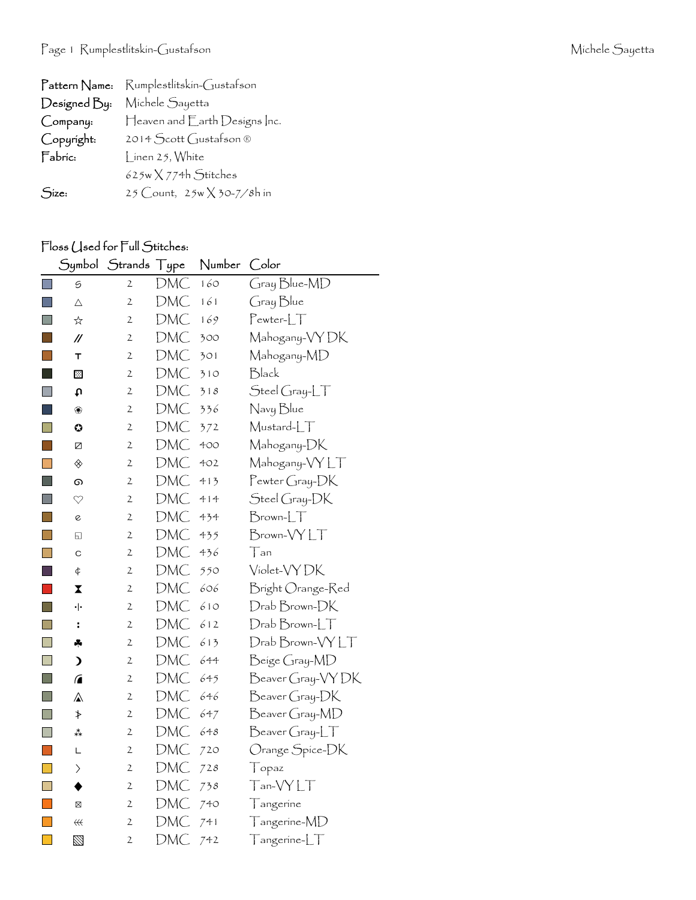| | |
|---|---|
| **Pattern Name:** | Rumplestlitskin-Gustafson |
| **Designed By:** | Michele Sayetta |
| **Company:** | Heaven and Earth Designs Inc. |
| **Copyright:** | 2014 Scott Gustafson ® |
| **Fabric:** | Linen 25, White |
| | 625w X 774h Stitches |
| **Size:** | 25 Count, 25w X 30-7/8h in |

## Floss Used for Full Stitches:

| Symbol | Strands | Type | Number | Color |
|---|---|---|---|---|
| ꗃ | 2 | DMC | 160 | Gray Blue-MD |
| △ | 2 | DMC | 161 | Gray Blue |
| ☆ | 2 | DMC | 169 | Pewter-LT |
| // | 2 | DMC | 300 | Mahogany-VY DK |
| т | 2 | DMC | 301 | Mahogany-MD |
| ▩ | 2 | DMC | 310 | Black |
| ɾ | 2 | DMC | 318 | Steel Gray-LT |
| ❀ | 2 | DMC | 336 | Navy Blue |
| ✪ | 2 | DMC | 372 | Mustard-LT |
| ⧄ | 2 | DMC | 400 | Mahogany-DK |
| ◈ | 2 | DMC | 402 | Mahogany-VY LT |
| ɷ | 2 | DMC | 413 | Pewter Gray-DK |
| ♡ | 2 | DMC | 414 | Steel Gray-DK |
| ℮ | 2 | DMC | 434 | Brown-LT |
| ◱ | 2 | DMC | 435 | Brown-VY LT |
| c | 2 | DMC | 436 | Tan |
| ¢ | 2 | DMC | 550 | Violet-VY DK |
| ⧗ | 2 | DMC | 606 | Bright Orange-Red |
| ·|· | 2 | DMC | 610 | Drab Brown-DK |
| : | 2 | DMC | 612 | Drab Brown-LT |
| ♣ | 2 | DMC | 613 | Drab Brown-VY LT |
| ❩ | 2 | DMC | 644 | Beige Gray-MD |
| ◜ | 2 | DMC | 645 | Beaver Gray-VY DK |
| ⩓ | 2 | DMC | 646 | Beaver Gray-DK |
| ⥼ | 2 | DMC | 647 | Beaver Gray-MD |
| ⁂ | 2 | DMC | 648 | Beaver Gray-LT |
| L | 2 | DMC | 720 | Orange Spice-DK |
| 〉 | 2 | DMC | 728 | Topaz |
| ◆ | 2 | DMC | 738 | Tan-VY LT |
| ⊠ | 2 | DMC | 740 | Tangerine |
| ⋘ | 2 | DMC | 741 | Tangerine-MD |
| ▧ | 2 | DMC | 742 | Tangerine-LT |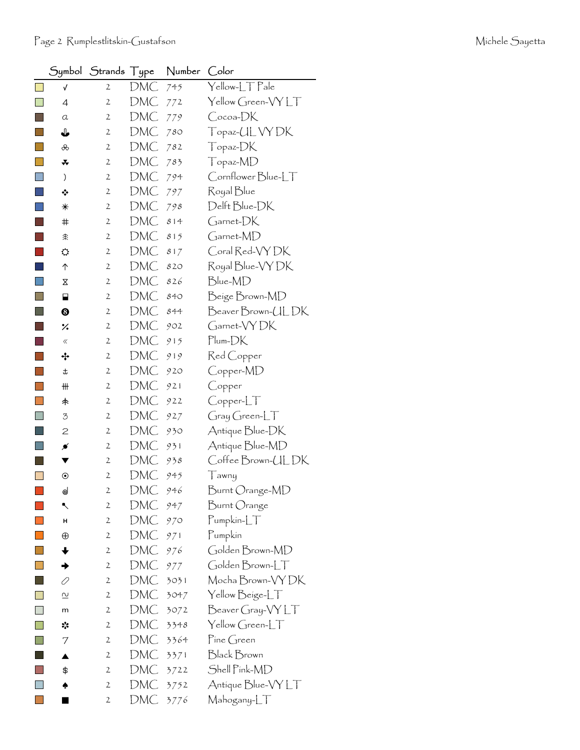| | Symbol | Strands | Type | Number | Color |
|---|---|---|---|---|---|
| | √ | 2 | DMC | 745 | Yellow-LT Pale |
| | 4 | 2 | DMC | 772 | Yellow Green-VY LT |
| | a | 2 | DMC | 779 | Cocoa-DK |
| | ⚓ | 2 | DMC | 780 | Topaz-UL VY DK |
| | ⅋ | 2 | DMC | 782 | Topaz-DK |
| | ☘ | 2 | DMC | 783 | Topaz-MD |
| | ) | 2 | DMC | 794 | Cornflower Blue-LT |
| | ❖ | 2 | DMC | 797 | Royal Blue |
| | ✳ | 2 | DMC | 798 | Delft Blue-DK |
| | # | 2 | DMC | 814 | Garnet-DK |
| | ⩚ | 2 | DMC | 815 | Garnet-MD |
| | ✪ | 2 | DMC | 817 | Coral Red-VY DK |
| | ↑ | 2 | DMC | 820 | Royal Blue-VY DK |
| | ⧖ | 2 | DMC | 826 | Blue-MD |
| | ⬓ | 2 | DMC | 840 | Beige Brown-MD |
| | ❽ | 2 | DMC | 844 | Beaver Brown-UL DK |
| | ⁒ | 2 | DMC | 902 | Garnet-VY DK |
| | « | 2 | DMC | 915 | Plum-DK |
| | ✣ | 2 | DMC | 919 | Red Copper |
| | ⚓ | 2 | DMC | 920 | Copper-MD |
| | ⧣ | 2 | DMC | 921 | Copper |
| | ⩛ | 2 | DMC | 922 | Copper-LT |
| | 3 | 2 | DMC | 927 | Gray Green-LT |
| | 2 | 2 | DMC | 930 | Antique Blue-DK |
| | ⚘ | 2 | DMC | 931 | Antique Blue-MD |
| | ▼ | 2 | DMC | 938 | Coffee Brown-UL DK |
| | ⊙ | 2 | DMC | 945 | Tawny |
| | ⊚ | 2 | DMC | 946 | Burnt Orange-MD |
| | ↖ | 2 | DMC | 947 | Burnt Orange |
| | H | 2 | DMC | 970 | Pumpkin-LT |
| | ⊕ | 2 | DMC | 971 | Pumpkin |
| | ⬇ | 2 | DMC | 976 | Golden Brown-MD |
| | ➡ | 2 | DMC | 977 | Golden Brown-LT |
| | ⊘ | 2 | DMC | 3031 | Mocha Brown-VY DK |
| | ≅ | 2 | DMC | 3047 | Yellow Beige-LT |
| | m | 2 | DMC | 3072 | Beaver Gray-VY LT |
| | ✼ | 2 | DMC | 3348 | Yellow Green-LT |
| | 7 | 2 | DMC | 3364 | Pine Green |
| | ▲ | 2 | DMC | 3371 | Black Brown |
| | $ | 2 | DMC | 3722 | Shell Pink-MD |
| | ♠ | 2 | DMC | 3752 | Antique Blue-VY LT |
| | ■ | 2 | DMC | 3776 | Mahogany-LT |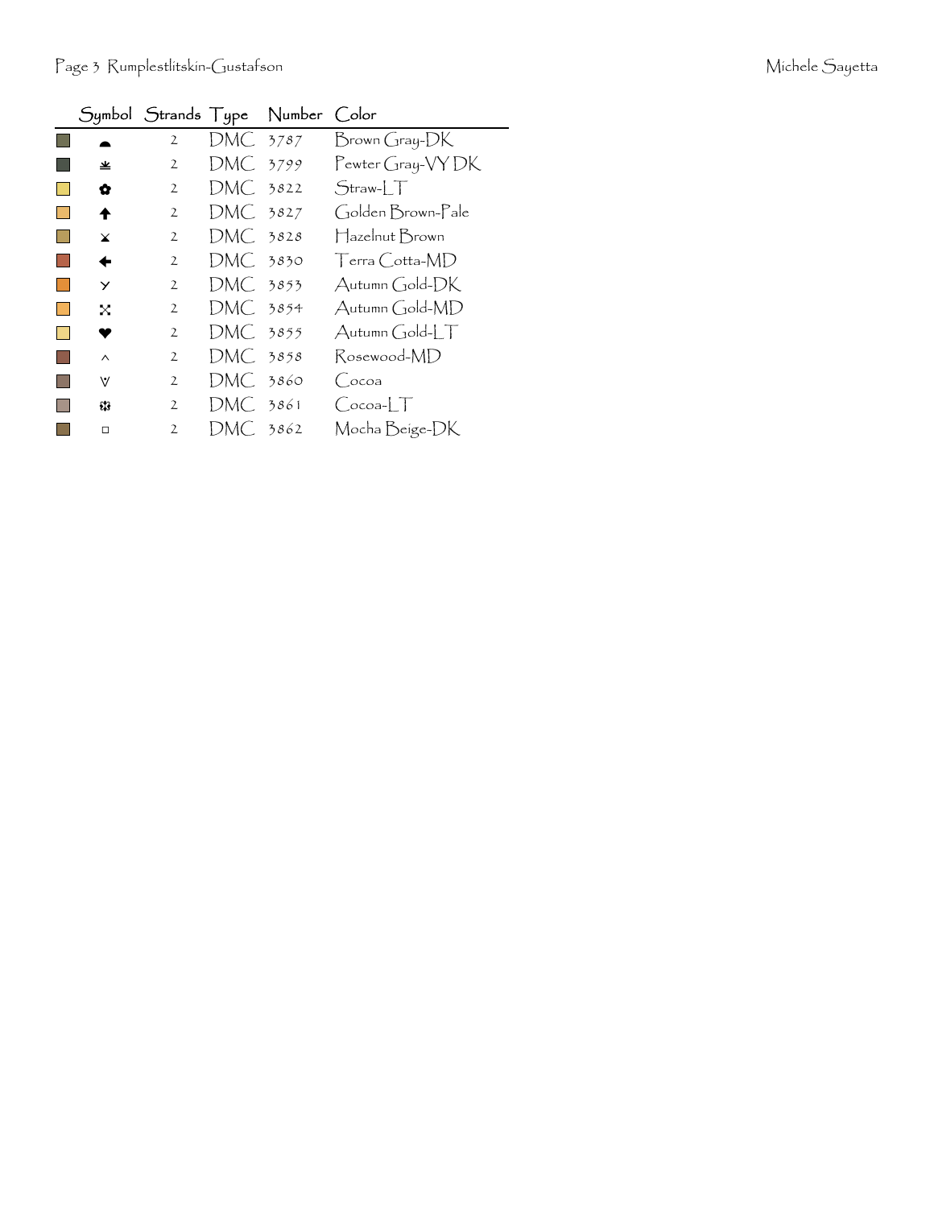| | Symbol | Strands | Type | Number | Color |
|---|---|---|---|---|---|
| | ☗ | 2 | DMC | 3787 | Brown Gray-DK |
| | ⚹ | 2 | DMC | 3799 | Pewter Gray-VY DK |
| | ✿ | 2 | DMC | 3822 | Straw-LT |
| | ⬆ | 2 | DMC | 3827 | Golden Brown-Pale |
| | ⪤ | 2 | DMC | 3828 | Hazelnut Brown |
| | ⬅ | 2 | DMC | 3830 | Terra Cotta-MD |
| | ⋎ | 2 | DMC | 3853 | Autumn Gold-DK |
| | ⤧ | 2 | DMC | 3854 | Autumn Gold-MD |
| | ♥ | 2 | DMC | 3855 | Autumn Gold-LT |
| | ^ | 2 | DMC | 3858 | Rosewood-MD |
| | ⩛ | 2 | DMC | 3860 | Cocoa |
| | ❃ | 2 | DMC | 3861 | Cocoa-LT |
| | ◻ | 2 | DMC | 3862 | Mocha Beige-DK |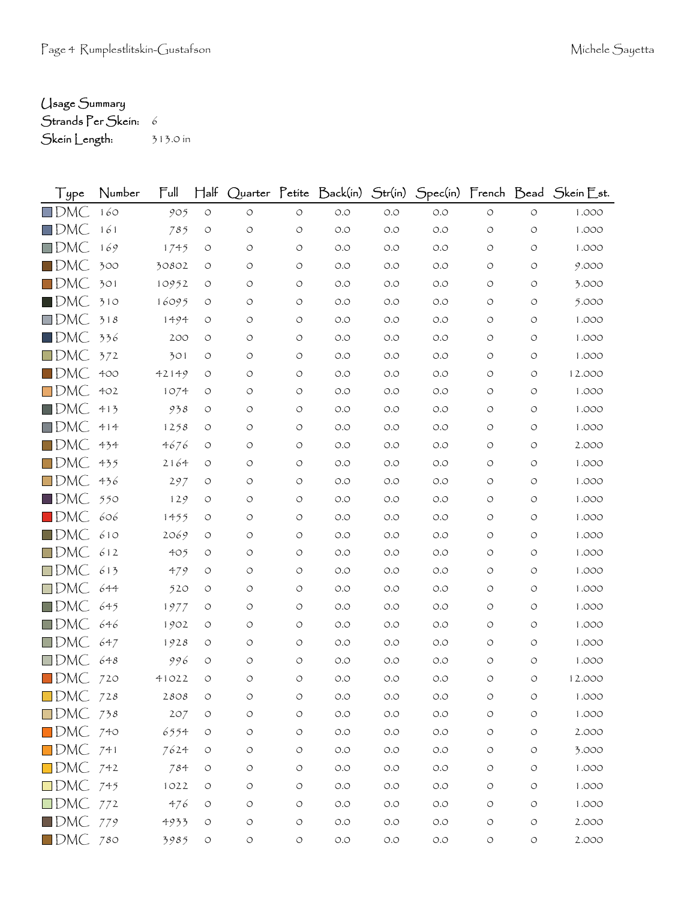Usage Summary
Strands Per Skein: 6
Skein Length: 313.0 in

| Type | Number | Full | Half | Quarter | Petite | Back(in) | Str(in) | Spec(in) | French | Bead | Skein Est. |
|---|---|---|---|---|---|---|---|---|---|---|---|
| DMC | 160 | 905 | 0 | 0 | 0 | 0.0 | 0.0 | 0.0 | 0 | 0 | 1.000 |
| DMC | 161 | 785 | 0 | 0 | 0 | 0.0 | 0.0 | 0.0 | 0 | 0 | 1.000 |
| DMC | 169 | 1745 | 0 | 0 | 0 | 0.0 | 0.0 | 0.0 | 0 | 0 | 1.000 |
| DMC | 300 | 30802 | 0 | 0 | 0 | 0.0 | 0.0 | 0.0 | 0 | 0 | 9.000 |
| DMC | 301 | 10952 | 0 | 0 | 0 | 0.0 | 0.0 | 0.0 | 0 | 0 | 3.000 |
| DMC | 310 | 16095 | 0 | 0 | 0 | 0.0 | 0.0 | 0.0 | 0 | 0 | 5.000 |
| DMC | 318 | 1494 | 0 | 0 | 0 | 0.0 | 0.0 | 0.0 | 0 | 0 | 1.000 |
| DMC | 336 | 200 | 0 | 0 | 0 | 0.0 | 0.0 | 0.0 | 0 | 0 | 1.000 |
| DMC | 372 | 301 | 0 | 0 | 0 | 0.0 | 0.0 | 0.0 | 0 | 0 | 1.000 |
| DMC | 400 | 42149 | 0 | 0 | 0 | 0.0 | 0.0 | 0.0 | 0 | 0 | 12.000 |
| DMC | 402 | 1074 | 0 | 0 | 0 | 0.0 | 0.0 | 0.0 | 0 | 0 | 1.000 |
| DMC | 413 | 938 | 0 | 0 | 0 | 0.0 | 0.0 | 0.0 | 0 | 0 | 1.000 |
| DMC | 414 | 1258 | 0 | 0 | 0 | 0.0 | 0.0 | 0.0 | 0 | 0 | 1.000 |
| DMC | 434 | 4676 | 0 | 0 | 0 | 0.0 | 0.0 | 0.0 | 0 | 0 | 2.000 |
| DMC | 435 | 2164 | 0 | 0 | 0 | 0.0 | 0.0 | 0.0 | 0 | 0 | 1.000 |
| DMC | 436 | 297 | 0 | 0 | 0 | 0.0 | 0.0 | 0.0 | 0 | 0 | 1.000 |
| DMC | 550 | 129 | 0 | 0 | 0 | 0.0 | 0.0 | 0.0 | 0 | 0 | 1.000 |
| DMC | 606 | 1455 | 0 | 0 | 0 | 0.0 | 0.0 | 0.0 | 0 | 0 | 1.000 |
| DMC | 610 | 2069 | 0 | 0 | 0 | 0.0 | 0.0 | 0.0 | 0 | 0 | 1.000 |
| DMC | 612 | 405 | 0 | 0 | 0 | 0.0 | 0.0 | 0.0 | 0 | 0 | 1.000 |
| DMC | 613 | 479 | 0 | 0 | 0 | 0.0 | 0.0 | 0.0 | 0 | 0 | 1.000 |
| DMC | 644 | 520 | 0 | 0 | 0 | 0.0 | 0.0 | 0.0 | 0 | 0 | 1.000 |
| DMC | 645 | 1977 | 0 | 0 | 0 | 0.0 | 0.0 | 0.0 | 0 | 0 | 1.000 |
| DMC | 646 | 1902 | 0 | 0 | 0 | 0.0 | 0.0 | 0.0 | 0 | 0 | 1.000 |
| DMC | 647 | 1928 | 0 | 0 | 0 | 0.0 | 0.0 | 0.0 | 0 | 0 | 1.000 |
| DMC | 648 | 996 | 0 | 0 | 0 | 0.0 | 0.0 | 0.0 | 0 | 0 | 1.000 |
| DMC | 720 | 41022 | 0 | 0 | 0 | 0.0 | 0.0 | 0.0 | 0 | 0 | 12.000 |
| DMC | 728 | 2808 | 0 | 0 | 0 | 0.0 | 0.0 | 0.0 | 0 | 0 | 1.000 |
| DMC | 738 | 207 | 0 | 0 | 0 | 0.0 | 0.0 | 0.0 | 0 | 0 | 1.000 |
| DMC | 740 | 6554 | 0 | 0 | 0 | 0.0 | 0.0 | 0.0 | 0 | 0 | 2.000 |
| DMC | 741 | 7624 | 0 | 0 | 0 | 0.0 | 0.0 | 0.0 | 0 | 0 | 3.000 |
| DMC | 742 | 784 | 0 | 0 | 0 | 0.0 | 0.0 | 0.0 | 0 | 0 | 1.000 |
| DMC | 745 | 1022 | 0 | 0 | 0 | 0.0 | 0.0 | 0.0 | 0 | 0 | 1.000 |
| DMC | 772 | 476 | 0 | 0 | 0 | 0.0 | 0.0 | 0.0 | 0 | 0 | 1.000 |
| DMC | 779 | 4933 | 0 | 0 | 0 | 0.0 | 0.0 | 0.0 | 0 | 0 | 2.000 |
| DMC | 780 | 3985 | 0 | 0 | 0 | 0.0 | 0.0 | 0.0 | 0 | 0 | 2.000 |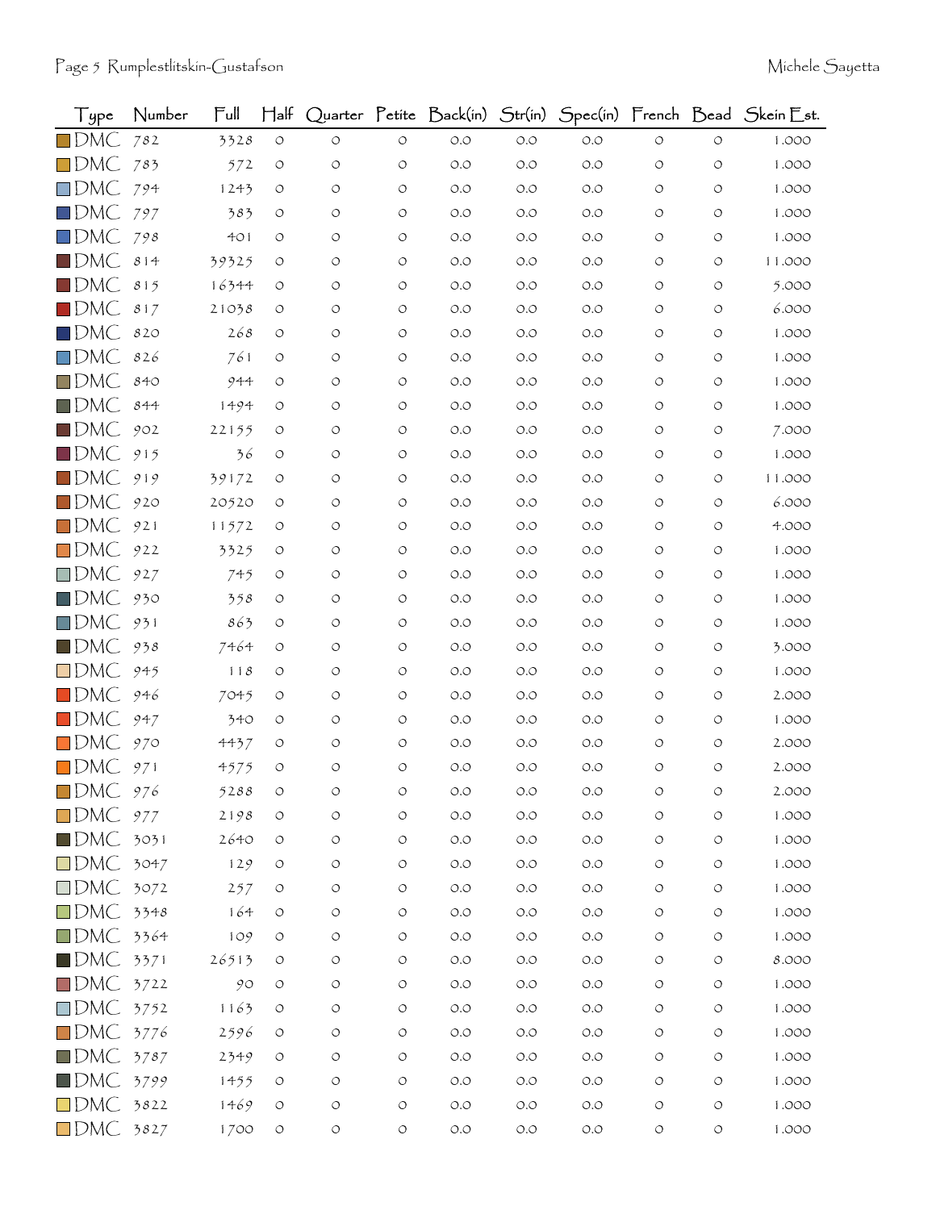| Type | Number | Full | Half | Quarter | Petite | Back(in) | Str(in) | Spec(in) | French | Bead | Skein Est. |
|---|---|---|---|---|---|---|---|---|---|---|---|
| DMC | 782 | 3328 | 0 | 0 | 0 | 0.0 | 0.0 | 0.0 | 0 | 0 | 1.000 |
| DMC | 783 | 572 | 0 | 0 | 0 | 0.0 | 0.0 | 0.0 | 0 | 0 | 1.000 |
| DMC | 794 | 1243 | 0 | 0 | 0 | 0.0 | 0.0 | 0.0 | 0 | 0 | 1.000 |
| DMC | 797 | 383 | 0 | 0 | 0 | 0.0 | 0.0 | 0.0 | 0 | 0 | 1.000 |
| DMC | 798 | 401 | 0 | 0 | 0 | 0.0 | 0.0 | 0.0 | 0 | 0 | 1.000 |
| DMC | 814 | 39325 | 0 | 0 | 0 | 0.0 | 0.0 | 0.0 | 0 | 0 | 11.000 |
| DMC | 815 | 16344 | 0 | 0 | 0 | 0.0 | 0.0 | 0.0 | 0 | 0 | 5.000 |
| DMC | 817 | 21038 | 0 | 0 | 0 | 0.0 | 0.0 | 0.0 | 0 | 0 | 6.000 |
| DMC | 820 | 268 | 0 | 0 | 0 | 0.0 | 0.0 | 0.0 | 0 | 0 | 1.000 |
| DMC | 826 | 761 | 0 | 0 | 0 | 0.0 | 0.0 | 0.0 | 0 | 0 | 1.000 |
| DMC | 840 | 944 | 0 | 0 | 0 | 0.0 | 0.0 | 0.0 | 0 | 0 | 1.000 |
| DMC | 844 | 1494 | 0 | 0 | 0 | 0.0 | 0.0 | 0.0 | 0 | 0 | 1.000 |
| DMC | 902 | 22155 | 0 | 0 | 0 | 0.0 | 0.0 | 0.0 | 0 | 0 | 7.000 |
| DMC | 915 | 36 | 0 | 0 | 0 | 0.0 | 0.0 | 0.0 | 0 | 0 | 1.000 |
| DMC | 919 | 39172 | 0 | 0 | 0 | 0.0 | 0.0 | 0.0 | 0 | 0 | 11.000 |
| DMC | 920 | 20520 | 0 | 0 | 0 | 0.0 | 0.0 | 0.0 | 0 | 0 | 6.000 |
| DMC | 921 | 11572 | 0 | 0 | 0 | 0.0 | 0.0 | 0.0 | 0 | 0 | 4.000 |
| DMC | 922 | 3325 | 0 | 0 | 0 | 0.0 | 0.0 | 0.0 | 0 | 0 | 1.000 |
| DMC | 927 | 745 | 0 | 0 | 0 | 0.0 | 0.0 | 0.0 | 0 | 0 | 1.000 |
| DMC | 930 | 358 | 0 | 0 | 0 | 0.0 | 0.0 | 0.0 | 0 | 0 | 1.000 |
| DMC | 931 | 863 | 0 | 0 | 0 | 0.0 | 0.0 | 0.0 | 0 | 0 | 1.000 |
| DMC | 938 | 7464 | 0 | 0 | 0 | 0.0 | 0.0 | 0.0 | 0 | 0 | 3.000 |
| DMC | 945 | 118 | 0 | 0 | 0 | 0.0 | 0.0 | 0.0 | 0 | 0 | 1.000 |
| DMC | 946 | 7045 | 0 | 0 | 0 | 0.0 | 0.0 | 0.0 | 0 | 0 | 2.000 |
| DMC | 947 | 340 | 0 | 0 | 0 | 0.0 | 0.0 | 0.0 | 0 | 0 | 1.000 |
| DMC | 970 | 4437 | 0 | 0 | 0 | 0.0 | 0.0 | 0.0 | 0 | 0 | 2.000 |
| DMC | 971 | 4575 | 0 | 0 | 0 | 0.0 | 0.0 | 0.0 | 0 | 0 | 2.000 |
| DMC | 976 | 5288 | 0 | 0 | 0 | 0.0 | 0.0 | 0.0 | 0 | 0 | 2.000 |
| DMC | 977 | 2198 | 0 | 0 | 0 | 0.0 | 0.0 | 0.0 | 0 | 0 | 1.000 |
| DMC | 3031 | 2640 | 0 | 0 | 0 | 0.0 | 0.0 | 0.0 | 0 | 0 | 1.000 |
| DMC | 3047 | 129 | 0 | 0 | 0 | 0.0 | 0.0 | 0.0 | 0 | 0 | 1.000 |
| DMC | 3072 | 257 | 0 | 0 | 0 | 0.0 | 0.0 | 0.0 | 0 | 0 | 1.000 |
| DMC | 3348 | 164 | 0 | 0 | 0 | 0.0 | 0.0 | 0.0 | 0 | 0 | 1.000 |
| DMC | 3364 | 109 | 0 | 0 | 0 | 0.0 | 0.0 | 0.0 | 0 | 0 | 1.000 |
| DMC | 3371 | 26513 | 0 | 0 | 0 | 0.0 | 0.0 | 0.0 | 0 | 0 | 8.000 |
| DMC | 3722 | 90 | 0 | 0 | 0 | 0.0 | 0.0 | 0.0 | 0 | 0 | 1.000 |
| DMC | 3752 | 1163 | 0 | 0 | 0 | 0.0 | 0.0 | 0.0 | 0 | 0 | 1.000 |
| DMC | 3776 | 2596 | 0 | 0 | 0 | 0.0 | 0.0 | 0.0 | 0 | 0 | 1.000 |
| DMC | 3787 | 2349 | 0 | 0 | 0 | 0.0 | 0.0 | 0.0 | 0 | 0 | 1.000 |
| DMC | 3799 | 1455 | 0 | 0 | 0 | 0.0 | 0.0 | 0.0 | 0 | 0 | 1.000 |
| DMC | 3822 | 1469 | 0 | 0 | 0 | 0.0 | 0.0 | 0.0 | 0 | 0 | 1.000 |
| DMC | 3827 | 1700 | 0 | 0 | 0 | 0.0 | 0.0 | 0.0 | 0 | 0 | 1.000 |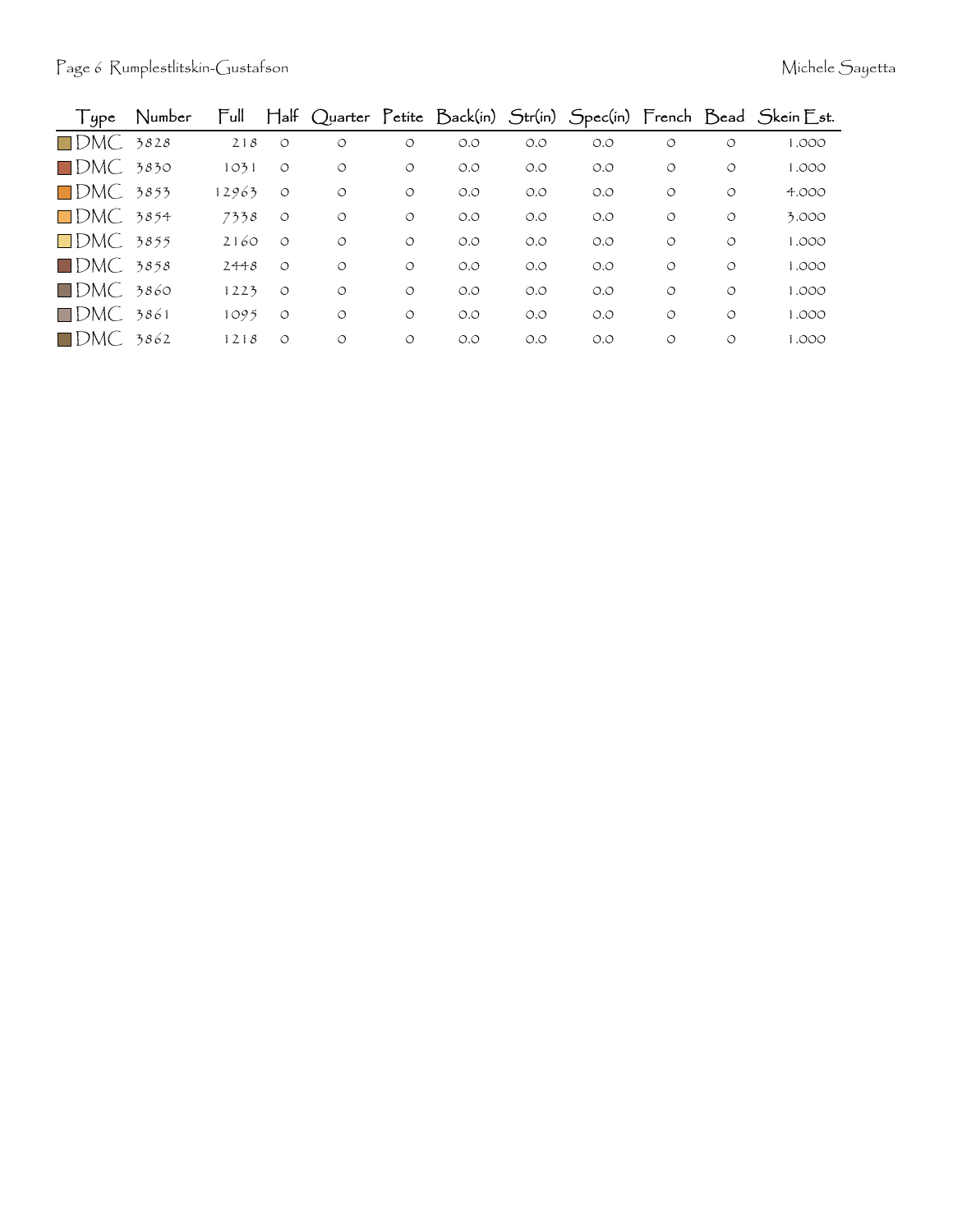| Type | Number | Full | Half | Quarter | Petite | Back(in) | Str(in) | Spec(in) | French | Bead | Skein Est. |
|---|---|---|---|---|---|---|---|---|---|---|---|
| DMC | 3828 | 218 | 0 | 0 | 0 | 0.0 | 0.0 | 0.0 | 0 | 0 | 1.000 |
| DMC | 3830 | 1031 | 0 | 0 | 0 | 0.0 | 0.0 | 0.0 | 0 | 0 | 1.000 |
| DMC | 3853 | 12963 | 0 | 0 | 0 | 0.0 | 0.0 | 0.0 | 0 | 0 | 4.000 |
| DMC | 3854 | 7338 | 0 | 0 | 0 | 0.0 | 0.0 | 0.0 | 0 | 0 | 3.000 |
| DMC | 3855 | 2160 | 0 | 0 | 0 | 0.0 | 0.0 | 0.0 | 0 | 0 | 1.000 |
| DMC | 3858 | 2448 | 0 | 0 | 0 | 0.0 | 0.0 | 0.0 | 0 | 0 | 1.000 |
| DMC | 3860 | 1223 | 0 | 0 | 0 | 0.0 | 0.0 | 0.0 | 0 | 0 | 1.000 |
| DMC | 3861 | 1095 | 0 | 0 | 0 | 0.0 | 0.0 | 0.0 | 0 | 0 | 1.000 |
| DMC | 3862 | 1218 | 0 | 0 | 0 | 0.0 | 0.0 | 0.0 | 0 | 0 | 1.000 |